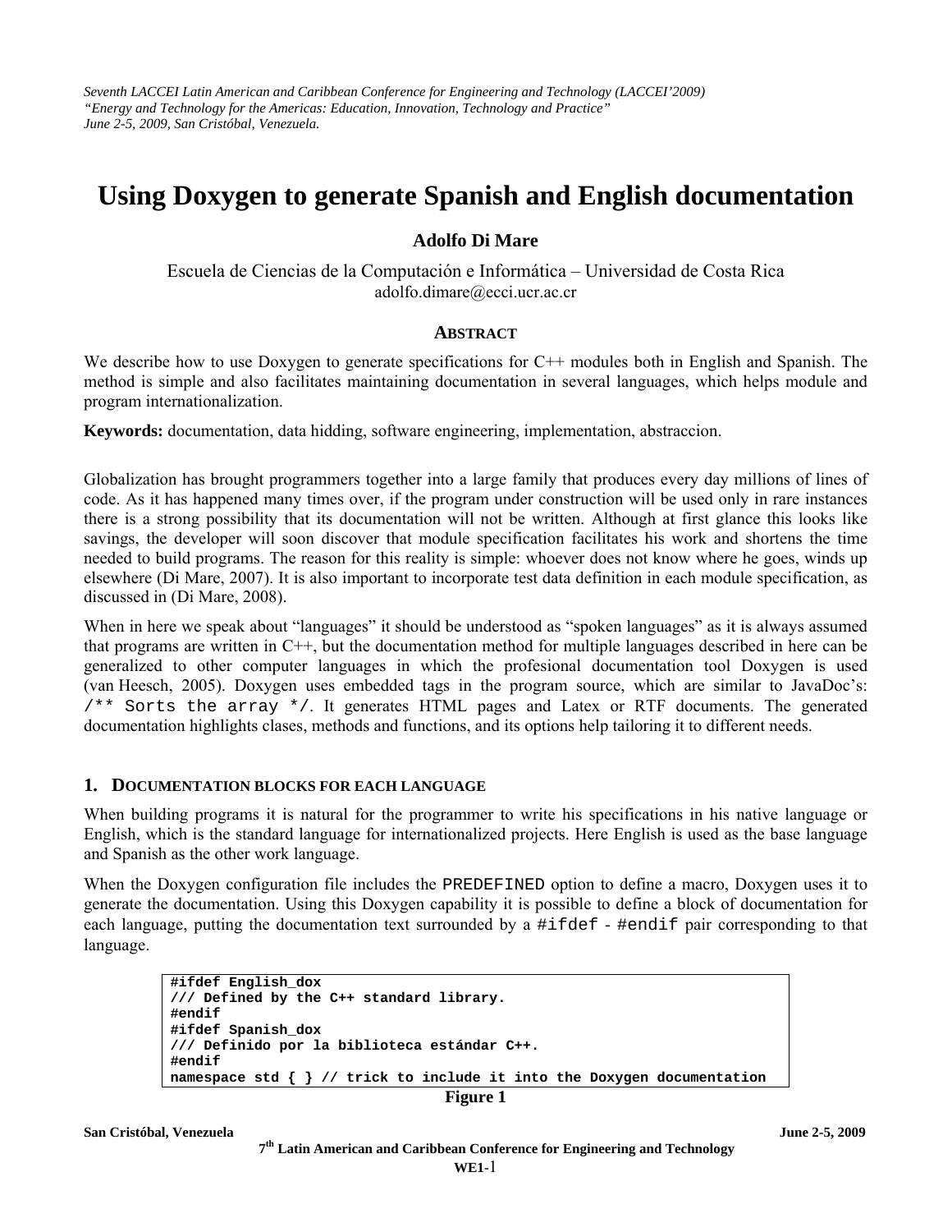*Seventh LACCEI Latin American and Caribbean Conference for Engineering and Technology (LACCEI'2009)*
*"Energy and Technology for the Americas: Education, Innovation, Technology and Practice"*
*June 2-5, 2009, San Cristóbal, Venezuela.*

# Using Doxygen to generate Spanish and English documentation

**Adolfo Di Mare**

Escuela de Ciencias de la Computación e Informática – Universidad de Costa Rica
adolfo.dimare@ecci.ucr.ac.cr

## ABSTRACT

We describe how to use Doxygen to generate specifications for C++ modules both in English and Spanish. The method is simple and also facilitates maintaining documentation in several languages, which helps module and program internationalization.

**Keywords:** documentation, data hidding, software engineering, implementation, abstraccion.

Globalization has brought programmers together into a large family that produces every day millions of lines of code. As it has happened many times over, if the program under construction will be used only in rare instances there is a strong possibility that its documentation will not be written. Although at first glance this looks like savings, the developer will soon discover that module specification facilitates his work and shortens the time needed to build programs. The reason for this reality is simple: whoever does not know where he goes, winds up elsewhere (Di Mare, 2007). It is also important to incorporate test data definition in each module specification, as discussed in (Di Mare, 2008).

When in here we speak about "languages" it should be understood as "spoken languages" as it is always assumed that programs are written in C++, but the documentation method for multiple languages described in here can be generalized to other computer languages in which the profesional documentation tool Doxygen is used (van Heesch, 2005). Doxygen uses embedded tags in the program source, which are similar to JavaDoc's: `/** Sorts the array */`. It generates HTML pages and Latex or RTF documents. The generated documentation highlights clases, methods and functions, and its options help tailoring it to different needs.

## 1. DOCUMENTATION BLOCKS FOR EACH LANGUAGE

When building programs it is natural for the programmer to write his specifications in his native language or English, which is the standard language for internationalized projects. Here English is used as the base language and Spanish as the other work language.

When the Doxygen configuration file includes the `PREDEFINED` option to define a macro, Doxygen uses it to generate the documentation. Using this Doxygen capability it is possible to define a block of documentation for each language, putting the documentation text surrounded by a `#ifdef` - `#endif` pair corresponding to that language.

```
#ifdef English_dox
/// Defined by the C++ standard library.
#endif
#ifdef Spanish_dox
/// Definido por la biblioteca estándar C++.
#endif
namespace std { } // trick to include it into the Doxygen documentation
```

**Figure 1**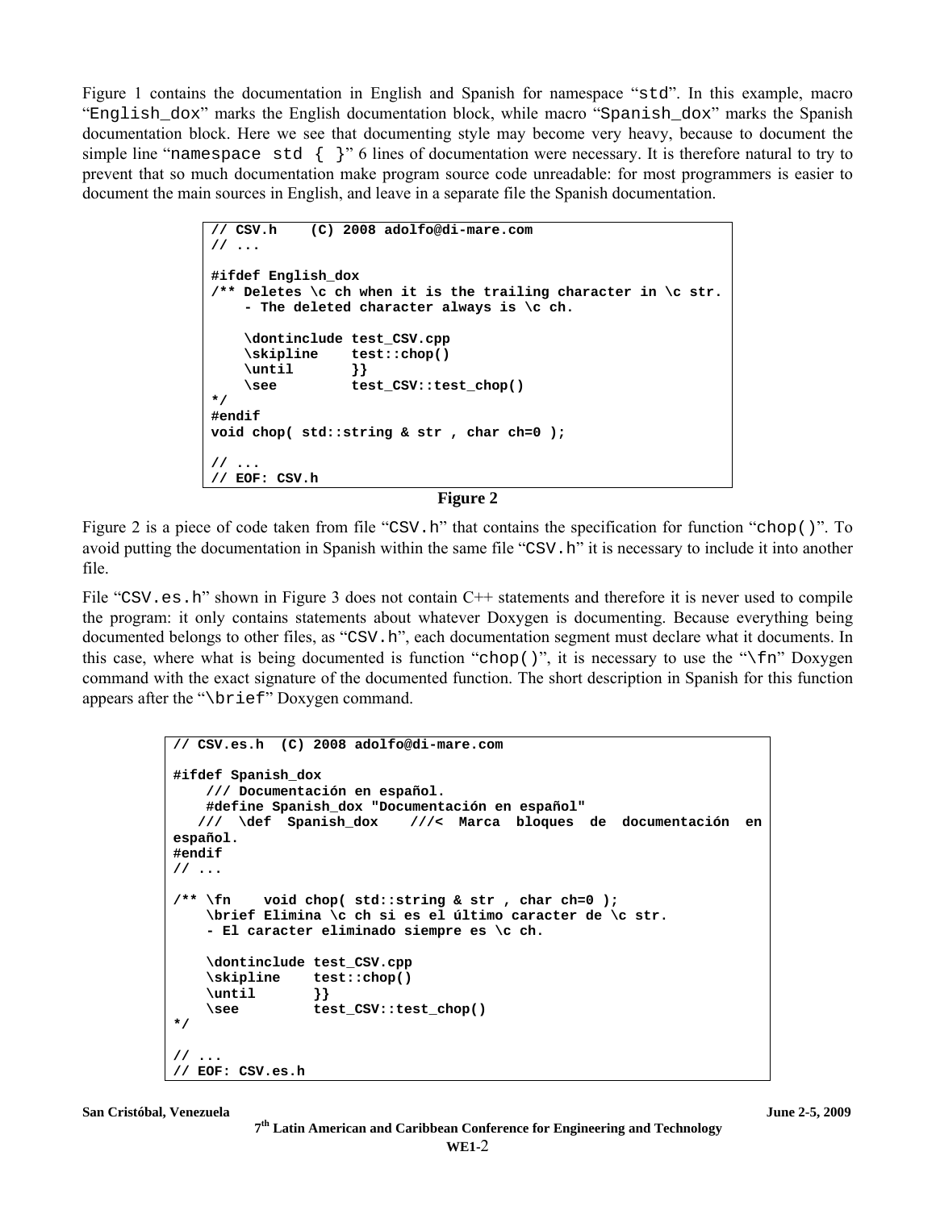Figure 1 contains the documentation in English and Spanish for namespace "std". In this example, macro "English_dox" marks the English documentation block, while macro "Spanish_dox" marks the Spanish documentation block. Here we see that documenting style may become very heavy, because to document the simple line "namespace std { }" 6 lines of documentation were necessary. It is therefore natural to try to prevent that so much documentation make program source code unreadable: for most programmers is easier to document the main sources in English, and leave in a separate file the Spanish documentation.

```
// CSV.h    (C) 2008 adolfo@di-mare.com
// ...

#ifdef English_dox
/** Deletes \c ch when it is the trailing character in \c str.
    - The deleted character always is \c ch.

    \dontinclude test_CSV.cpp
    \skipline    test::chop()
    \until       }}
    \see         test_CSV::test_chop()
*/
#endif
void chop( std::string & str , char ch=0 );

// ...
// EOF: CSV.h
```

**Figure 2**

Figure 2 is a piece of code taken from file "CSV.h" that contains the specification for function "chop()". To avoid putting the documentation in Spanish within the same file "CSV.h" it is necessary to include it into another file.

File "CSV.es.h" shown in Figure 3 does not contain C++ statements and therefore it is never used to compile the program: it only contains statements about whatever Doxygen is documenting. Because everything being documented belongs to other files, as "CSV.h", each documentation segment must declare what it documents. In this case, where what is being documented is function "chop()", it is necessary to use the "\fn" Doxygen command with the exact signature of the documented function. The short description in Spanish for this function appears after the "\brief" Doxygen command.

```
// CSV.es.h  (C) 2008 adolfo@di-mare.com

#ifdef Spanish_dox
    /// Documentación en español.
    #define Spanish_dox "Documentación en español"
   ///  \def  Spanish_dox    ///<  Marca  bloques  de  documentación  en
español.
#endif
// ...

/** \fn    void chop( std::string & str , char ch=0 );
    \brief Elimina \c ch si es el último caracter de \c str.
    - El caracter eliminado siempre es \c ch.

    \dontinclude test_CSV.cpp
    \skipline    test::chop()
    \until       }}
    \see         test_CSV::test_chop()
*/

// ...
// EOF: CSV.es.h
```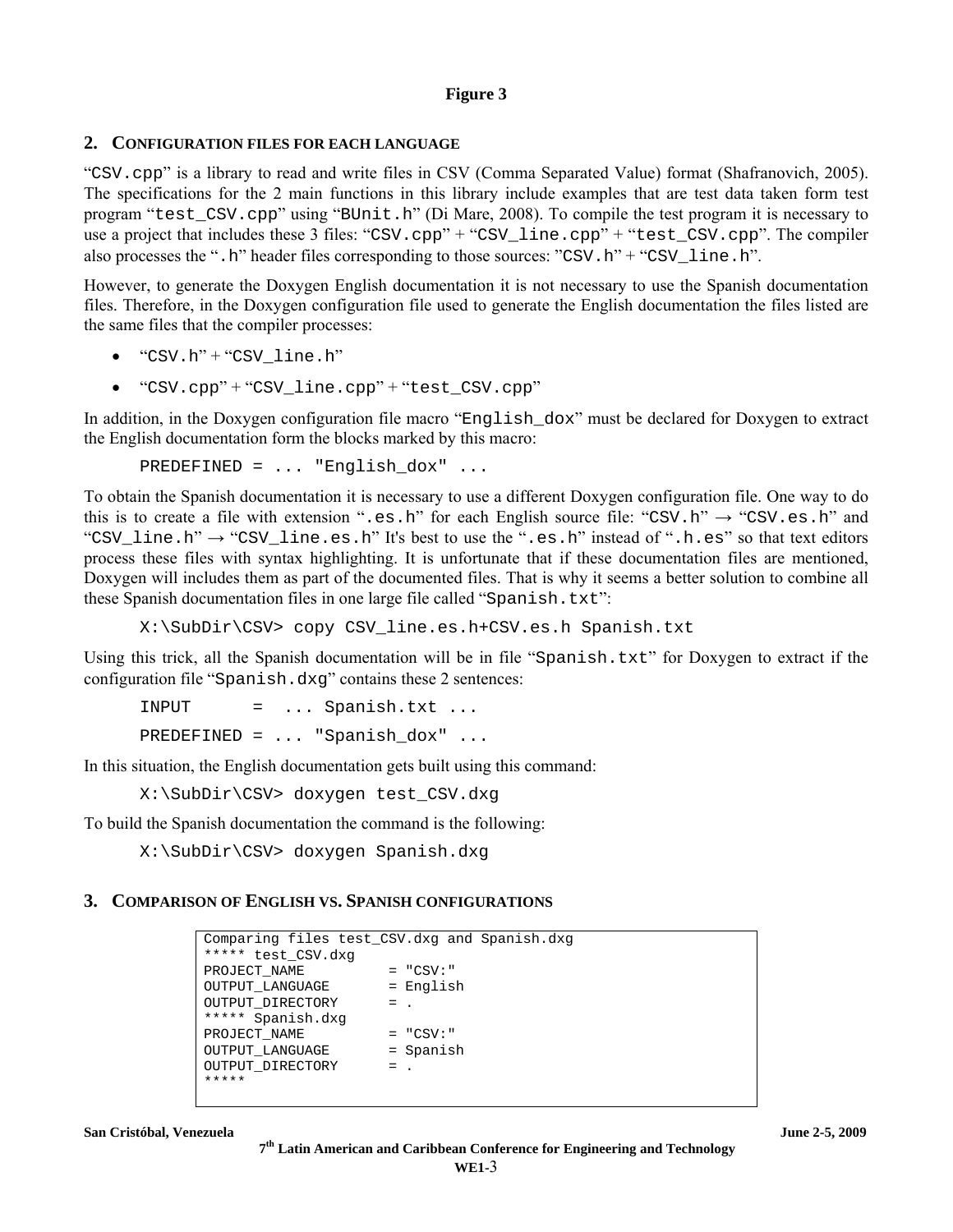**Figure 3**

## 2. Configuration files for each language

"`CSV.cpp`" is a library to read and write files in CSV (Comma Separated Value) format (Shafranovich, 2005). The specifications for the 2 main functions in this library include examples that are test data taken form test program "`test_CSV.cpp`" using "`BUnit.h`" (Di Mare, 2008). To compile the test program it is necessary to use a project that includes these 3 files: "`CSV.cpp`" + "`CSV_line.cpp`" + "`test_CSV.cpp`". The compiler also processes the "`.h`" header files corresponding to those sources: "`CSV.h`" + "`CSV_line.h`".

However, to generate the Doxygen English documentation it is not necessary to use the Spanish documentation files. Therefore, in the Doxygen configuration file used to generate the English documentation the files listed are the same files that the compiler processes:

- "`CSV.h`" + "`CSV_line.h`"
- "`CSV.cpp`" + "`CSV_line.cpp`" + "`test_CSV.cpp`"

In addition, in the Doxygen configuration file macro "`English_dox`" must be declared for Doxygen to extract the English documentation form the blocks marked by this macro:

```
PREDEFINED = ... "English_dox" ...
```

To obtain the Spanish documentation it is necessary to use a different Doxygen configuration file. One way to do this is to create a file with extension "`.es.h`" for each English source file: "`CSV.h`" → "`CSV.es.h`" and "`CSV_line.h`" → "`CSV_line.es.h`" It's best to use the "`.es.h`" instead of "`.h.es`" so that text editors process these files with syntax highlighting. It is unfortunate that if these documentation files are mentioned, Doxygen will includes them as part of the documented files. That is why it seems a better solution to combine all these Spanish documentation files in one large file called "`Spanish.txt`":

```
X:\SubDir\CSV> copy CSV_line.es.h+CSV.es.h Spanish.txt
```

Using this trick, all the Spanish documentation will be in file "`Spanish.txt`" for Doxygen to extract if the configuration file "`Spanish.dxg`" contains these 2 sentences:

```
INPUT      =  ... Spanish.txt ...
PREDEFINED = ... "Spanish_dox" ...
```

In this situation, the English documentation gets built using this command:

```
X:\SubDir\CSV> doxygen test_CSV.dxg
```

To build the Spanish documentation the command is the following:

```
X:\SubDir\CSV> doxygen Spanish.dxg
```

## 3. Comparison of English vs. Spanish configurations

```
Comparing files test_CSV.dxg and Spanish.dxg
***** test_CSV.dxg
PROJECT_NAME           = "CSV:"
OUTPUT_LANGUAGE        = English
OUTPUT_DIRECTORY       = .
***** Spanish.dxg
PROJECT_NAME           = "CSV:"
OUTPUT_LANGUAGE        = Spanish
OUTPUT_DIRECTORY       = .
*****
```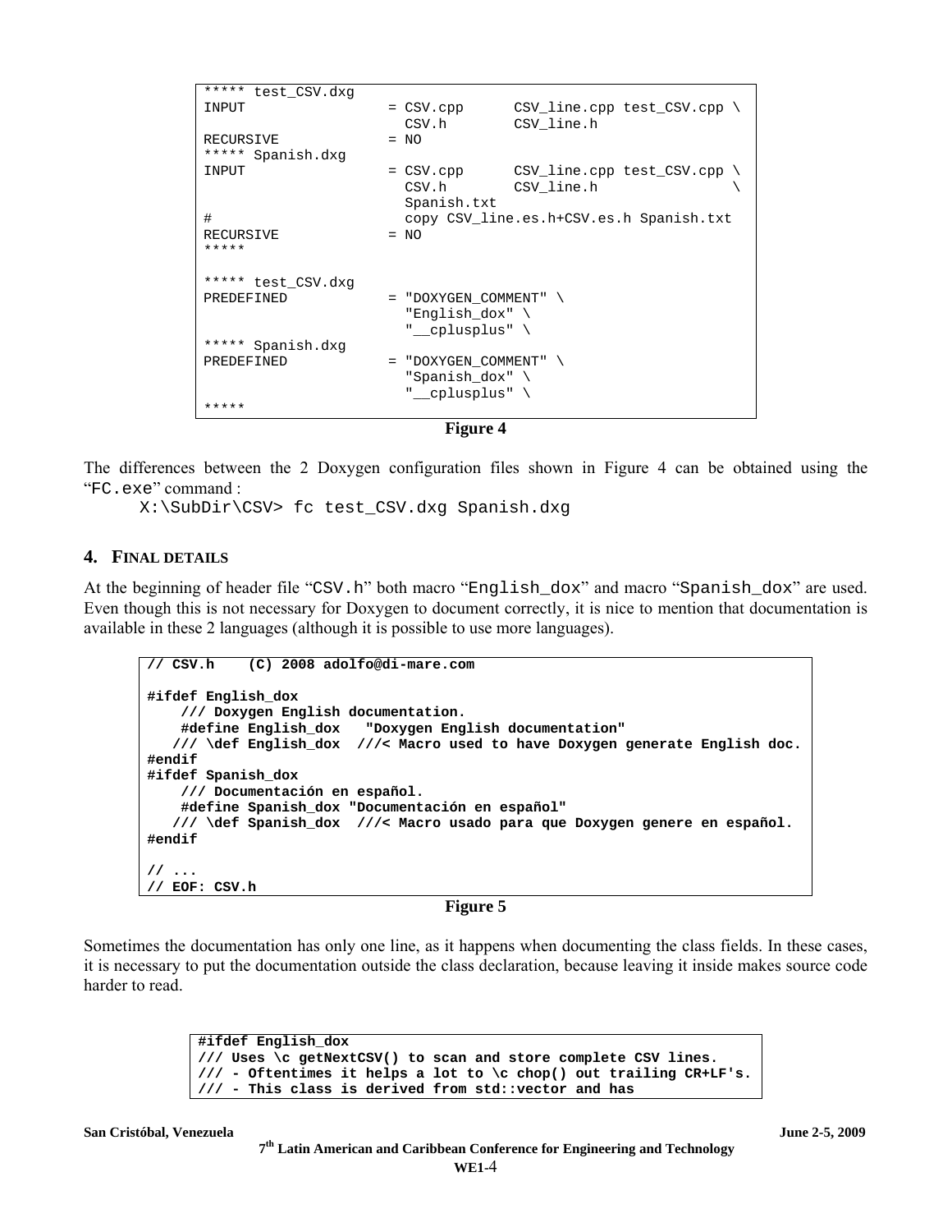```
***** test_CSV.dxg
INPUT                  = CSV.cpp      CSV_line.cpp test_CSV.cpp \
                         CSV.h        CSV_line.h
RECURSIVE              = NO
***** Spanish.dxg
INPUT                  = CSV.cpp      CSV_line.cpp test_CSV.cpp \
                         CSV.h        CSV_line.h                \
                         Spanish.txt
#                        copy CSV_line.es.h+CSV.es.h Spanish.txt
RECURSIVE              = NO
*****

***** test_CSV.dxg
PREDEFINED             = "DOXYGEN_COMMENT" \
                         "English_dox" \
                         "__cplusplus" \
***** Spanish.dxg
PREDEFINED             = "DOXYGEN_COMMENT" \
                         "Spanish_dox" \
                         "__cplusplus" \
*****
```

**Figure 4**

The differences between the 2 Doxygen configuration files shown in Figure 4 can be obtained using the "FC.exe" command :

```
X:\SubDir\CSV> fc test_CSV.dxg Spanish.dxg
```

## 4. FINAL DETAILS

At the beginning of header file "CSV.h" both macro "English_dox" and macro "Spanish_dox" are used. Even though this is not necessary for Doxygen to document correctly, it is nice to mention that documentation is available in these 2 languages (although it is possible to use more languages).

```
// CSV.h    (C) 2008 adolfo@di-mare.com

#ifdef English_dox
    /// Doxygen English documentation.
    #define English_dox   "Doxygen English documentation"
   /// \def English_dox  ///< Macro used to have Doxygen generate English doc.
#endif
#ifdef Spanish_dox
    /// Documentación en español.
    #define Spanish_dox "Documentación en español"
   /// \def Spanish_dox  ///< Macro usado para que Doxygen genere en español.
#endif

// ...
// EOF: CSV.h
```

**Figure 5**

Sometimes the documentation has only one line, as it happens when documenting the class fields. In these cases, it is necessary to put the documentation outside the class declaration, because leaving it inside makes source code harder to read.

```
#ifdef English_dox
/// Uses \c getNextCSV() to scan and store complete CSV lines.
/// - Oftentimes it helps a lot to \c chop() out trailing CR+LF's.
/// - This class is derived from std::vector and has
```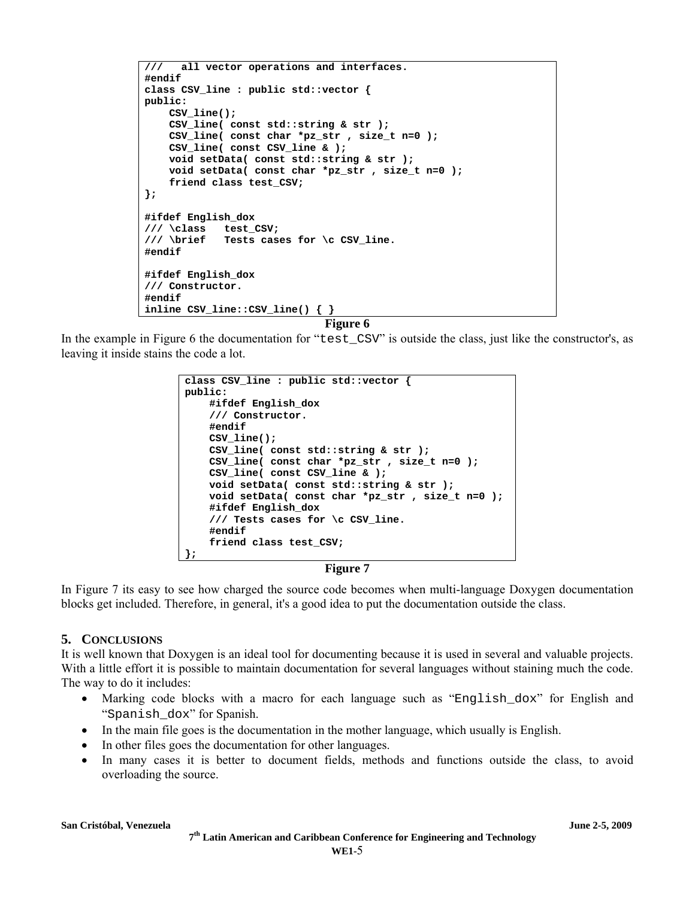```
///   all vector operations and interfaces.
#endif
class CSV_line : public std::vector {
public:
    CSV_line();
    CSV_line( const std::string & str );
    CSV_line( const char *pz_str , size_t n=0 );
    CSV_line( const CSV_line & );
    void setData( const std::string & str );
    void setData( const char *pz_str , size_t n=0 );
    friend class test_CSV;
};

#ifdef English_dox
/// \class   test_CSV;
/// \brief   Tests cases for \c CSV_line.
#endif

#ifdef English_dox
/// Constructor.
#endif
inline CSV_line::CSV_line() { }
```

**Figure 6**

In the example in Figure 6 the documentation for "`test_CSV`" is outside the class, just like the constructor's, as leaving it inside stains the code a lot.

```
class CSV_line : public std::vector {
public:
    #ifdef English_dox
    /// Constructor.
    #endif
    CSV_line();
    CSV_line( const std::string & str );
    CSV_line( const char *pz_str , size_t n=0 );
    CSV_line( const CSV_line & );
    void setData( const std::string & str );
    void setData( const char *pz_str , size_t n=0 );
    #ifdef English_dox
    /// Tests cases for \c CSV_line.
    #endif
    friend class test_CSV;
};
```

**Figure 7**

In Figure 7 its easy to see how charged the source code becomes when multi-language Doxygen documentation blocks get included. Therefore, in general, it's a good idea to put the documentation outside the class.

## 5. CONCLUSIONS

It is well known that Doxygen is an ideal tool for documenting because it is used in several and valuable projects. With a little effort it is possible to maintain documentation for several languages without staining much the code. The way to do it includes:

- Marking code blocks with a macro for each language such as "`English_dox`" for English and "`Spanish_dox`" for Spanish.
- In the main file goes is the documentation in the mother language, which usually is English.
- In other files goes the documentation for other languages.
- In many cases it is better to document fields, methods and functions outside the class, to avoid overloading the source.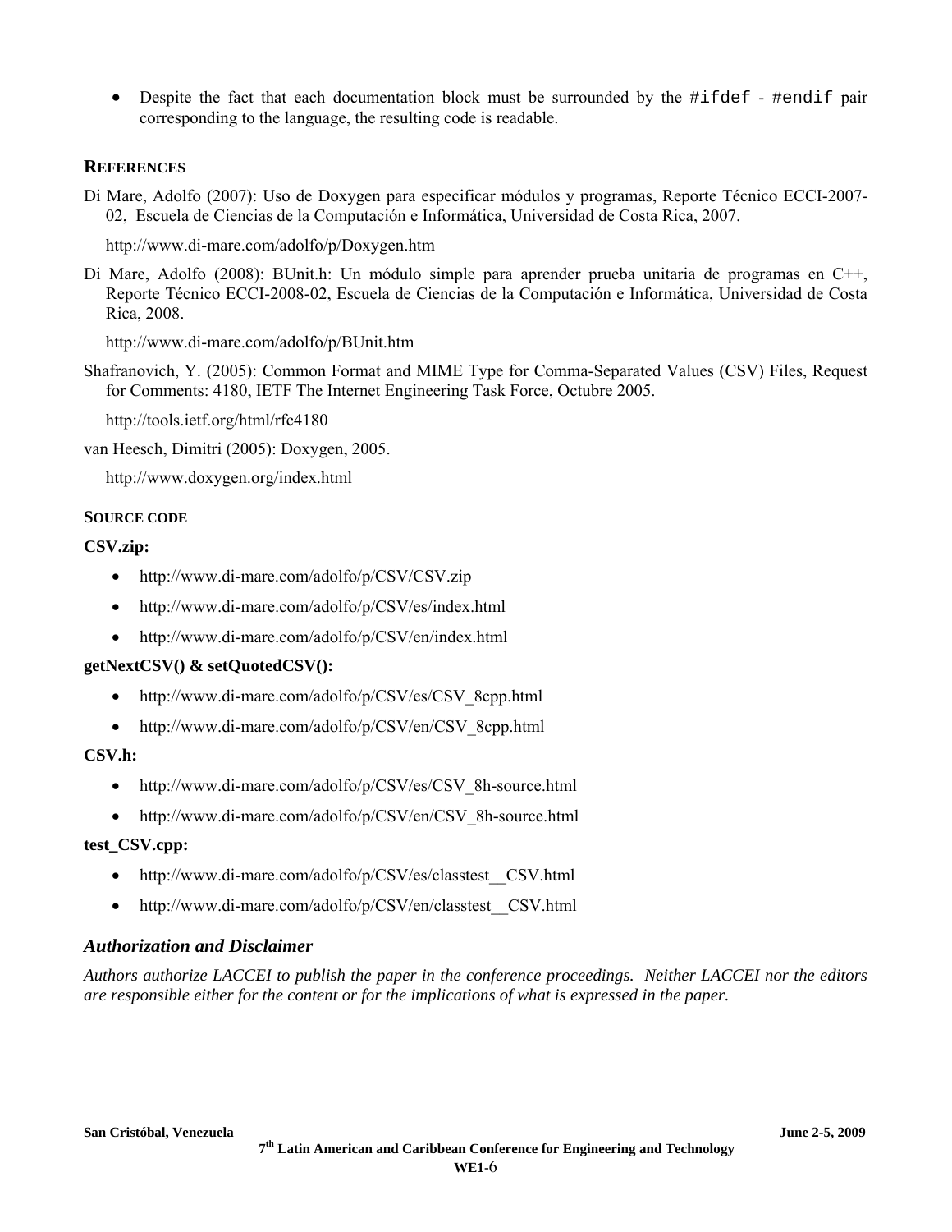- Despite the fact that each documentation block must be surrounded by the `#ifdef` - `#endif` pair corresponding to the language, the resulting code is readable.

### REFERENCES

Di Mare, Adolfo (2007): Uso de Doxygen para especificar módulos y programas, Reporte Técnico ECCI-2007-02, Escuela de Ciencias de la Computación e Informática, Universidad de Costa Rica, 2007.

http://www.di-mare.com/adolfo/p/Doxygen.htm

Di Mare, Adolfo (2008): BUnit.h: Un módulo simple para aprender prueba unitaria de programas en C++, Reporte Técnico ECCI-2008-02, Escuela de Ciencias de la Computación e Informática, Universidad de Costa Rica, 2008.

http://www.di-mare.com/adolfo/p/BUnit.htm

Shafranovich, Y. (2005): Common Format and MIME Type for Comma-Separated Values (CSV) Files, Request for Comments: 4180, IETF The Internet Engineering Task Force, Octubre 2005.

http://tools.ietf.org/html/rfc4180

van Heesch, Dimitri (2005): Doxygen, 2005.

http://www.doxygen.org/index.html

### SOURCE CODE

**CSV.zip:**

- http://www.di-mare.com/adolfo/p/CSV/CSV.zip
- http://www.di-mare.com/adolfo/p/CSV/es/index.html
- http://www.di-mare.com/adolfo/p/CSV/en/index.html

**getNextCSV() & setQuotedCSV():**

- http://www.di-mare.com/adolfo/p/CSV/es/CSV_8cpp.html
- http://www.di-mare.com/adolfo/p/CSV/en/CSV_8cpp.html

**CSV.h:**

- http://www.di-mare.com/adolfo/p/CSV/es/CSV_8h-source.html
- http://www.di-mare.com/adolfo/p/CSV/en/CSV_8h-source.html

**test_CSV.cpp:**

- http://www.di-mare.com/adolfo/p/CSV/es/classtest__CSV.html
- http://www.di-mare.com/adolfo/p/CSV/en/classtest__CSV.html

## *Authorization and Disclaimer*

*Authors authorize LACCEI to publish the paper in the conference proceedings. Neither LACCEI nor the editors are responsible either for the content or for the implications of what is expressed in the paper.*